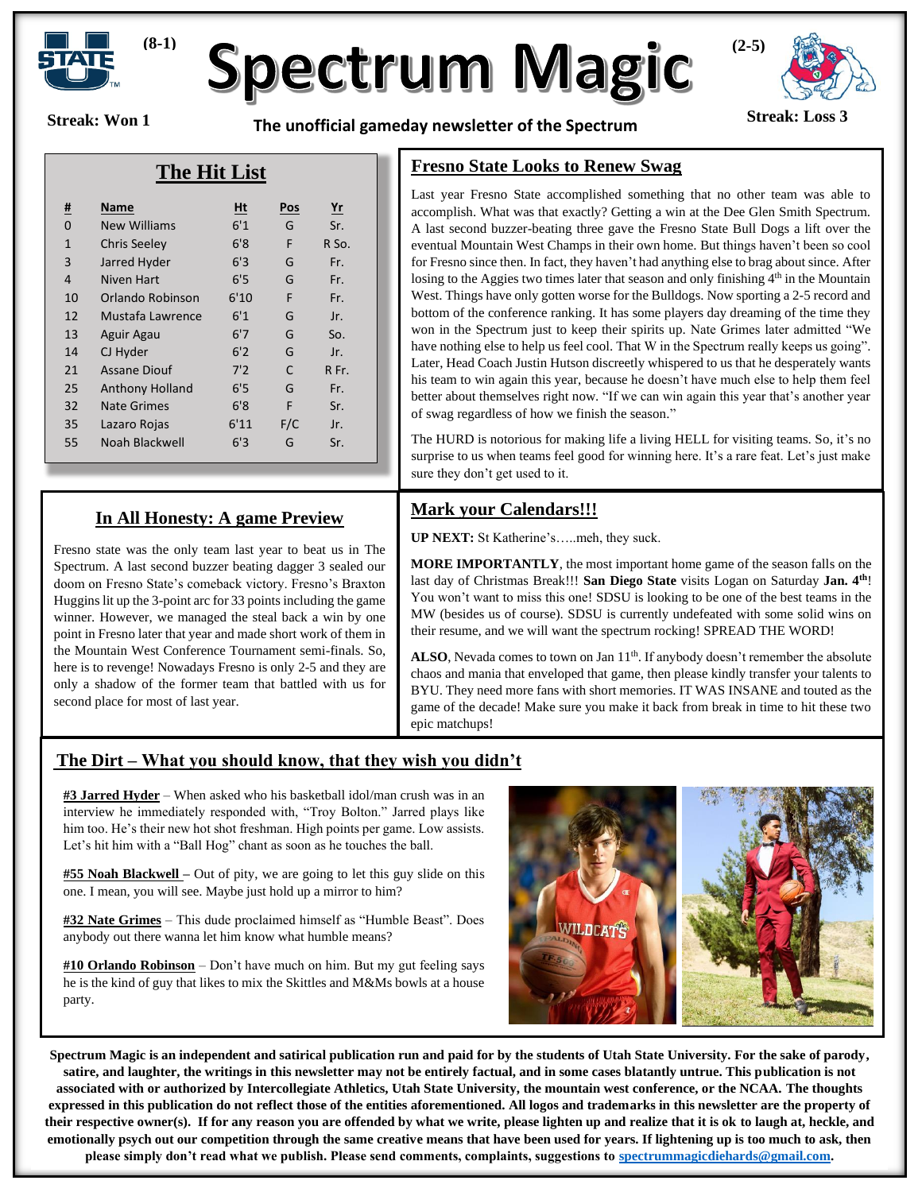# Spectrum Magic

(8-1) Streak: Won 1

(2-5) Streak: Loss 3

**The unofficial gameday newsletter of the Spectrum**

## The Hit List

| # | Name | Ht | Pos | Yr |
|---|---|---|---|---|
| 0 | New Williams | 6'1 | G | Sr. |
| 1 | Chris Seeley | 6'8 | F | R So. |
| 3 | Jarred Hyder | 6'3 | G | Fr. |
| 4 | Niven Hart | 6'5 | G | Fr. |
| 10 | Orlando Robinson | 6'10 | F | Fr. |
| 12 | Mustafa Lawrence | 6'1 | G | Jr. |
| 13 | Aguir Agau | 6'7 | G | So. |
| 14 | CJ Hyder | 6'2 | G | Jr. |
| 21 | Assane Diouf | 7'2 | C | R Fr. |
| 25 | Anthony Holland | 6'5 | G | Fr. |
| 32 | Nate Grimes | 6'8 | F | Sr. |
| 35 | Lazaro Rojas | 6'11 | F/C | Jr. |
| 55 | Noah Blackwell | 6'3 | G | Sr. |

## Fresno State Looks to Renew Swag

Last year Fresno State accomplished something that no other team was able to accomplish. What was that exactly? Getting a win at the Dee Glen Smith Spectrum. A last second buzzer-beating three gave the Fresno State Bull Dogs a lift over the eventual Mountain West Champs in their own home. But things haven't been so cool for Fresno since then. In fact, they haven't had anything else to brag about since. After losing to the Aggies two times later that season and only finishing 4th in the Mountain West. Things have only gotten worse for the Bulldogs. Now sporting a 2-5 record and bottom of the conference ranking. It has some players day dreaming of the time they won in the Spectrum just to keep their spirits up. Nate Grimes later admitted "We have nothing else to help us feel cool. That W in the Spectrum really keeps us going". Later, Head Coach Justin Hutson discreetly whispered to us that he desperately wants his team to win again this year, because he doesn't have much else to help them feel better about themselves right now. "If we can win again this year that's another year of swag regardless of how we finish the season."

The HURD is notorious for making life a living HELL for visiting teams. So, it's no surprise to us when teams feel good for winning here. It's a rare feat. Let's just make sure they don't get used to it.

## In All Honesty: A game Preview

Fresno state was the only team last year to beat us in The Spectrum. A last second buzzer beating dagger 3 sealed our doom on Fresno State's comeback victory. Fresno's Braxton Huggins lit up the 3-point arc for 33 points including the game winner. However, we managed the steal back a win by one point in Fresno later that year and made short work of them in the Mountain West Conference Tournament semi-finals. So, here is to revenge! Nowadays Fresno is only 2-5 and they are only a shadow of the former team that battled with us for second place for most of last year.

## Mark your Calendars!!!

**UP NEXT:** St Katherine's…..meh, they suck.

**MORE IMPORTANTLY**, the most important home game of the season falls on the last day of Christmas Break!!! **San Diego State** visits Logan on Saturday **Jan. 4th**! You won't want to miss this one! SDSU is looking to be one of the best teams in the MW (besides us of course). SDSU is currently undefeated with some solid wins on their resume, and we will want the spectrum rocking! SPREAD THE WORD!

**ALSO**, Nevada comes to town on Jan 11th. If anybody doesn't remember the absolute chaos and mania that enveloped that game, then please kindly transfer your talents to BYU. They need more fans with short memories. IT WAS INSANE and touted as the game of the decade! Make sure you make it back from break in time to hit these two epic matchups!

## The Dirt – What you should know, that they wish you didn't

**#3 Jarred Hyder** – When asked who his basketball idol/man crush was in an interview he immediately responded with, "Troy Bolton." Jarred plays like him too. He's their new hot shot freshman. High points per game. Low assists. Let's hit him with a "Ball Hog" chant as soon as he touches the ball.

**#55 Noah Blackwell** – Out of pity, we are going to let this guy slide on this one. I mean, you will see. Maybe just hold up a mirror to him?

**#32 Nate Grimes** – This dude proclaimed himself as "Humble Beast". Does anybody out there wanna let him know what humble means?

**#10 Orlando Robinson** – Don't have much on him. But my gut feeling says he is the kind of guy that likes to mix the Skittles and M&Ms bowls at a house party.

**Spectrum Magic is an independent and satirical publication run and paid for by the students of Utah State University. For the sake of parody, satire, and laughter, the writings in this newsletter may not be entirely factual, and in some cases blatantly untrue. This publication is not associated with or authorized by Intercollegiate Athletics, Utah State University, the mountain west conference, or the NCAA. The thoughts expressed in this publication do not reflect those of the entities aforementioned. All logos and trademarks in this newsletter are the property of their respective owner(s). If for any reason you are offended by what we write, please lighten up and realize that it is ok to laugh at, heckle, and emotionally psych out our competition through the same creative means that have been used for years. If lightening up is too much to ask, then please simply don't read what we publish. Please send comments, complaints, suggestions to spectrummagicdiehards@gmail.com.**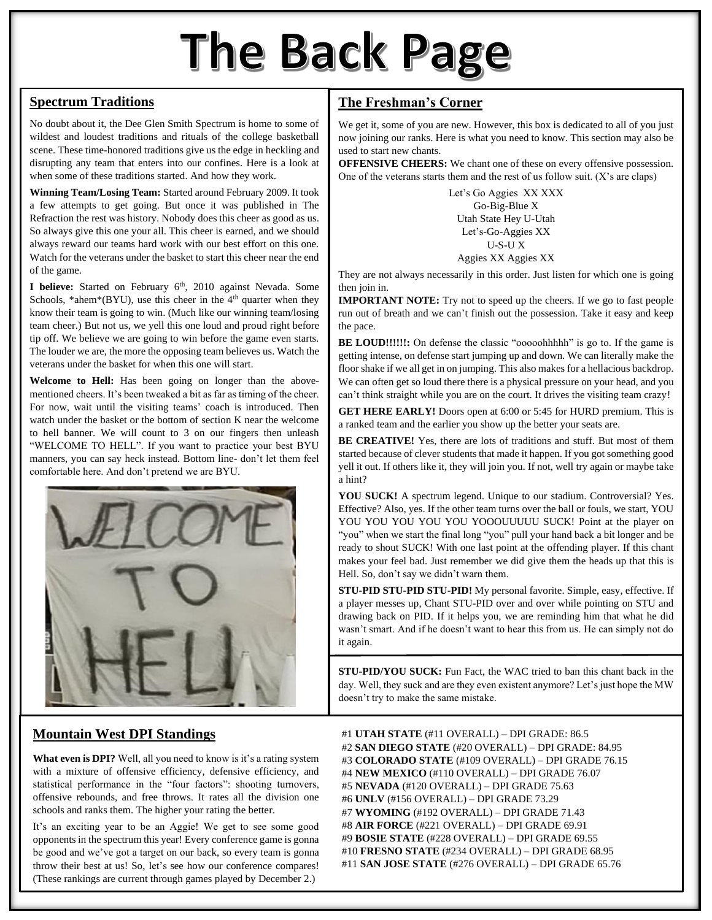# The Back Page

## Spectrum Traditions

No doubt about it, the Dee Glen Smith Spectrum is home to some of wildest and loudest traditions and rituals of the college basketball scene. These time-honored traditions give us the edge in heckling and disrupting any team that enters into our confines. Here is a look at when some of these traditions started. And how they work.

**Winning Team/Losing Team:** Started around February 2009. It took a few attempts to get going. But once it was published in The Refraction the rest was history. Nobody does this cheer as good as us. So always give this one your all. This cheer is earned, and we should always reward our teams hard work with our best effort on this one. Watch for the veterans under the basket to start this cheer near the end of the game.

**I believe:** Started on February 6th, 2010 against Nevada. Some Schools, *ahem*(BYU), use this cheer in the 4th quarter when they know their team is going to win. (Much like our winning team/losing team cheer.) But not us, we yell this one loud and proud right before tip off. We believe we are going to win before the game even starts. The louder we are, the more the opposing team believes us. Watch the veterans under the basket for when this one will start.

**Welcome to Hell:** Has been going on longer than the above-mentioned cheers. It's been tweaked a bit as far as timing of the cheer. For now, wait until the visiting teams' coach is introduced. Then watch under the basket or the bottom of section K near the welcome to hell banner. We will count to 3 on our fingers then unleash "WELCOME TO HELL". If you want to practice your best BYU manners, you can say heck instead. Bottom line- don't let them feel comfortable here. And don't pretend we are BYU.

## The Freshman's Corner

We get it, some of you are new. However, this box is dedicated to all of you just now joining our ranks. Here is what you need to know. This section may also be used to start new chants.

**OFFENSIVE CHEERS:** We chant one of these on every offensive possession. One of the veterans starts them and the rest of us follow suit. (X's are claps)

Let's Go Aggies XX XXX
Go-Big-Blue X
Utah State Hey U-Utah
Let's-Go-Aggies XX
U-S-U X
Aggies XX Aggies XX

They are not always necessarily in this order. Just listen for which one is going then join in.

**IMPORTANT NOTE:** Try not to speed up the cheers. If we go to fast people run out of breath and we can't finish out the possession. Take it easy and keep the pace.

**BE LOUD!!!!!!:** On defense the classic "ooooohhhhh" is go to. If the game is getting intense, on defense start jumping up and down. We can literally make the floor shake if we all get in on jumping. This also makes for a hellacious backdrop. We can often get so loud there there is a physical pressure on your head, and you can't think straight while you are on the court. It drives the visiting team crazy!

**GET HERE EARLY!** Doors open at 6:00 or 5:45 for HURD premium. This is a ranked team and the earlier you show up the better your seats are.

**BE CREATIVE!** Yes, there are lots of traditions and stuff. But most of them started because of clever students that made it happen. If you got something good yell it out. If others like it, they will join you. If not, well try again or maybe take a hint?

**YOU SUCK!** A spectrum legend. Unique to our stadium. Controversial? Yes. Effective? Also, yes. If the other team turns over the ball or fouls, we start, YOU YOU YOU YOU YOU YOOOUUUUU SUCK! Point at the player on "you" when we start the final long "you" pull your hand back a bit longer and be ready to shout SUCK! With one last point at the offending player. If this chant makes your feel bad. Just remember we did give them the heads up that this is Hell. So, don't say we didn't warn them.

**STU-PID STU-PID STU-PID!** My personal favorite. Simple, easy, effective. If a player messes up, Chant STU-PID over and over while pointing on STU and drawing back on PID. If it helps you, we are reminding him that what he did wasn't smart. And if he doesn't want to hear this from us. He can simply not do it again.

**STU-PID/YOU SUCK:** Fun Fact, the WAC tried to ban this chant back in the day. Well, they suck and are they even existent anymore? Let's just hope the MW doesn't try to make the same mistake.

## Mountain West DPI Standings

**What even is DPI?** Well, all you need to know is it's a rating system with a mixture of offensive efficiency, defensive efficiency, and statistical performance in the "four factors": shooting turnovers, offensive rebounds, and free throws. It rates all the division one schools and ranks them. The higher your rating the better.

It's an exciting year to be an Aggie! We get to see some good opponents in the spectrum this year! Every conference game is gonna be good and we've got a target on our back, so every team is gonna throw their best at us! So, let's see how our conference compares! (These rankings are current through games played by December 2.)

#1 **UTAH STATE** (#11 OVERALL) – DPI GRADE: 86.5
#2 **SAN DIEGO STATE** (#20 OVERALL) – DPI GRADE: 84.95
#3 **COLORADO STATE** (#109 OVERALL) – DPI GRADE 76.15
#4 **NEW MEXICO** (#110 OVERALL) – DPI GRADE 76.07
#5 **NEVADA** (#120 OVERALL) – DPI GRADE 75.63
#6 **UNLV** (#156 OVERALL) – DPI GRADE 73.29
#7 **WYOMING** (#192 OVERALL) – DPI GRADE 71.43
#8 **AIR FORCE** (#221 OVERALL) – DPI GRADE 69.91
#9 **BOSIE STATE** (#228 OVERALL) – DPI GRADE 69.55
#10 **FRESNO STATE** (#234 OVERALL) – DPI GRADE 68.95
#11 **SAN JOSE STATE** (#276 OVERALL) – DPI GRADE 65.76